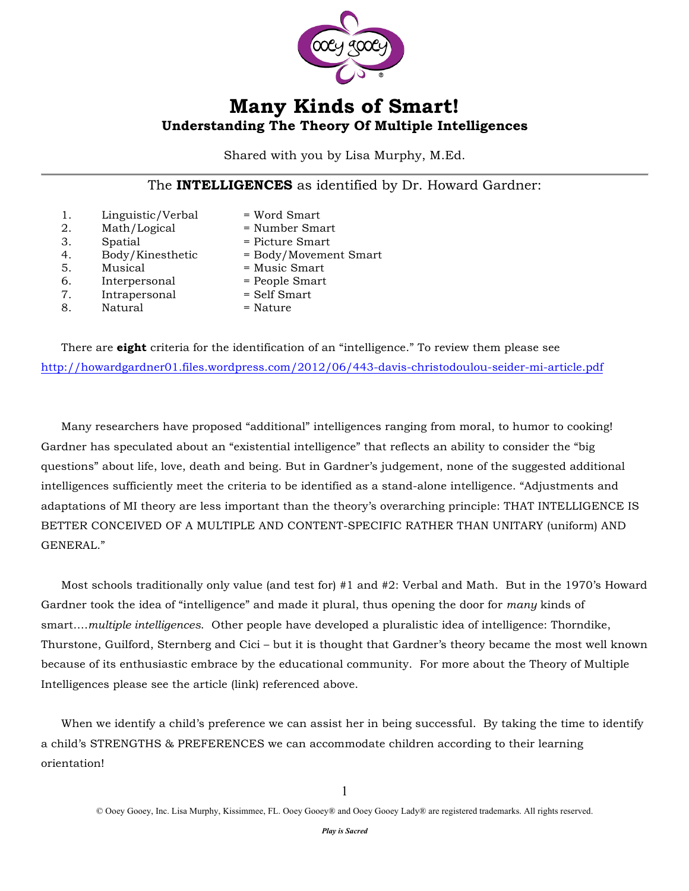# Many Kinds of Smart!

## Understanding The Theory Of Multiple Intelligences

Shared with you by Lisa Murphy, M.Ed.

---

The **INTELLIGENCES** as identified by Dr. Howard Gardner:

1. Linguistic/Verbal = Word Smart
2. Math/Logical = Number Smart
3. Spatial = Picture Smart
4. Body/Kinesthetic = Body/Movement Smart
5. Musical = Music Smart
6. Interpersonal = People Smart
7. Intrapersonal = Self Smart
8. Natural = Nature

There are **eight** criteria for the identification of an "intelligence." To review them please see http://howardgardner01.files.wordpress.com/2012/06/443-davis-christodoulou-seider-mi-article.pdf

Many researchers have proposed "additional" intelligences ranging from moral, to humor to cooking! Gardner has speculated about an "existential intelligence" that reflects an ability to consider the "big questions" about life, love, death and being. But in Gardner's judgement, none of the suggested additional intelligences sufficiently meet the criteria to be identified as a stand-alone intelligence. "Adjustments and adaptations of MI theory are less important than the theory's overarching principle: THAT INTELLIGENCE IS BETTER CONCEIVED OF A MULTIPLE AND CONTENT-SPECIFIC RATHER THAN UNITARY (uniform) AND GENERAL."

Most schools traditionally only value (and test for) #1 and #2: Verbal and Math. But in the 1970's Howard Gardner took the idea of "intelligence" and made it plural, thus opening the door for *many* kinds of smart….*multiple intelligences*. Other people have developed a pluralistic idea of intelligence: Thorndike, Thurstone, Guilford, Sternberg and Cici – but it is thought that Gardner's theory became the most well known because of its enthusiastic embrace by the educational community. For more about the Theory of Multiple Intelligences please see the article (link) referenced above.

When we identify a child's preference we can assist her in being successful. By taking the time to identify a child's STRENGTHS & PREFERENCES we can accommodate children according to their learning orientation!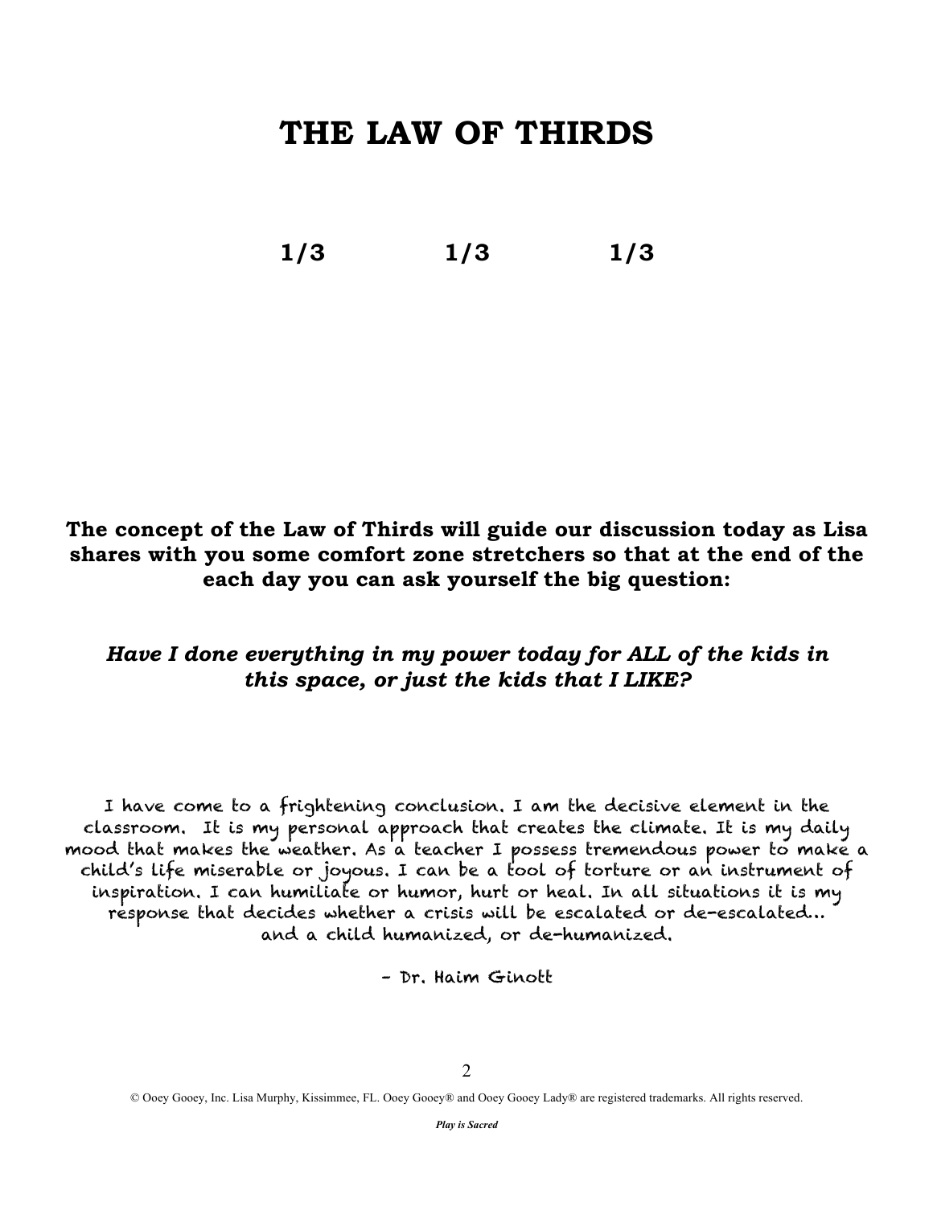# THE LAW OF THIRDS

**1/3 1/3 1/3**

**The concept of the Law of Thirds will guide our discussion today as Lisa shares with you some comfort zone stretchers so that at the end of the each day you can ask yourself the big question:**

***Have I done everything in my power today for ALL of the kids in this space, or just the kids that I LIKE?***

I have come to a frightening conclusion. I am the decisive element in the classroom. It is my personal approach that creates the climate. It is my daily mood that makes the weather. As a teacher I possess tremendous power to make a child's life miserable or joyous. I can be a tool of torture or an instrument of inspiration. I can humiliate or humor, hurt or heal. In all situations it is my response that decides whether a crisis will be escalated or de-escalated... and a child humanized, or de-humanized.

\- Dr. Haim Ginott

© Ooey Gooey, Inc. Lisa Murphy, Kissimmee, FL. Ooey Gooey® and Ooey Gooey Lady® are registered trademarks. All rights reserved.

***Play is Sacred***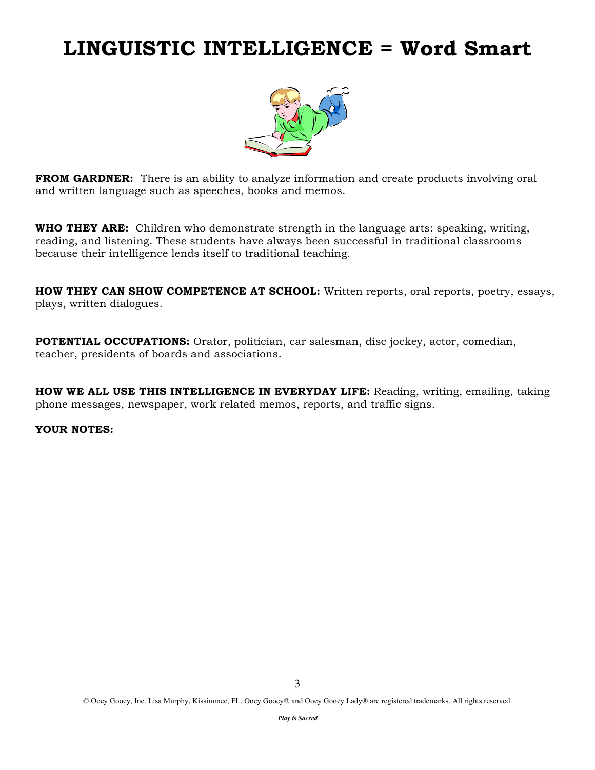# LINGUISTIC INTELLIGENCE = Word Smart

**FROM GARDNER:** There is an ability to analyze information and create products involving oral and written language such as speeches, books and memos.

**WHO THEY ARE:** Children who demonstrate strength in the language arts: speaking, writing, reading, and listening. These students have always been successful in traditional classrooms because their intelligence lends itself to traditional teaching.

**HOW THEY CAN SHOW COMPETENCE AT SCHOOL:** Written reports, oral reports, poetry, essays, plays, written dialogues.

**POTENTIAL OCCUPATIONS:** Orator, politician, car salesman, disc jockey, actor, comedian, teacher, presidents of boards and associations.

**HOW WE ALL USE THIS INTELLIGENCE IN EVERYDAY LIFE:** Reading, writing, emailing, taking phone messages, newspaper, work related memos, reports, and traffic signs.

**YOUR NOTES:**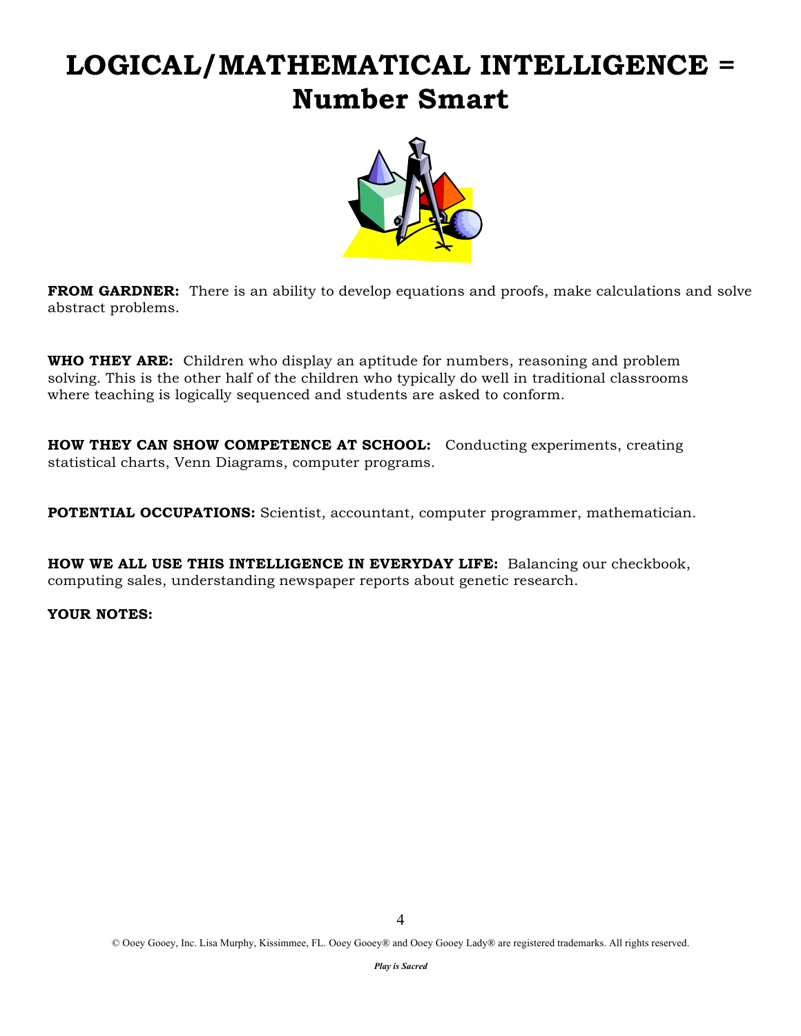# LOGICAL/MATHEMATICAL INTELLIGENCE = Number Smart

**FROM GARDNER:** There is an ability to develop equations and proofs, make calculations and solve abstract problems.

**WHO THEY ARE:** Children who display an aptitude for numbers, reasoning and problem solving. This is the other half of the children who typically do well in traditional classrooms where teaching is logically sequenced and students are asked to conform.

**HOW THEY CAN SHOW COMPETENCE AT SCHOOL:** Conducting experiments, creating statistical charts, Venn Diagrams, computer programs.

**POTENTIAL OCCUPATIONS:** Scientist, accountant, computer programmer, mathematician.

**HOW WE ALL USE THIS INTELLIGENCE IN EVERYDAY LIFE:** Balancing our checkbook, computing sales, understanding newspaper reports about genetic research.

**YOUR NOTES:**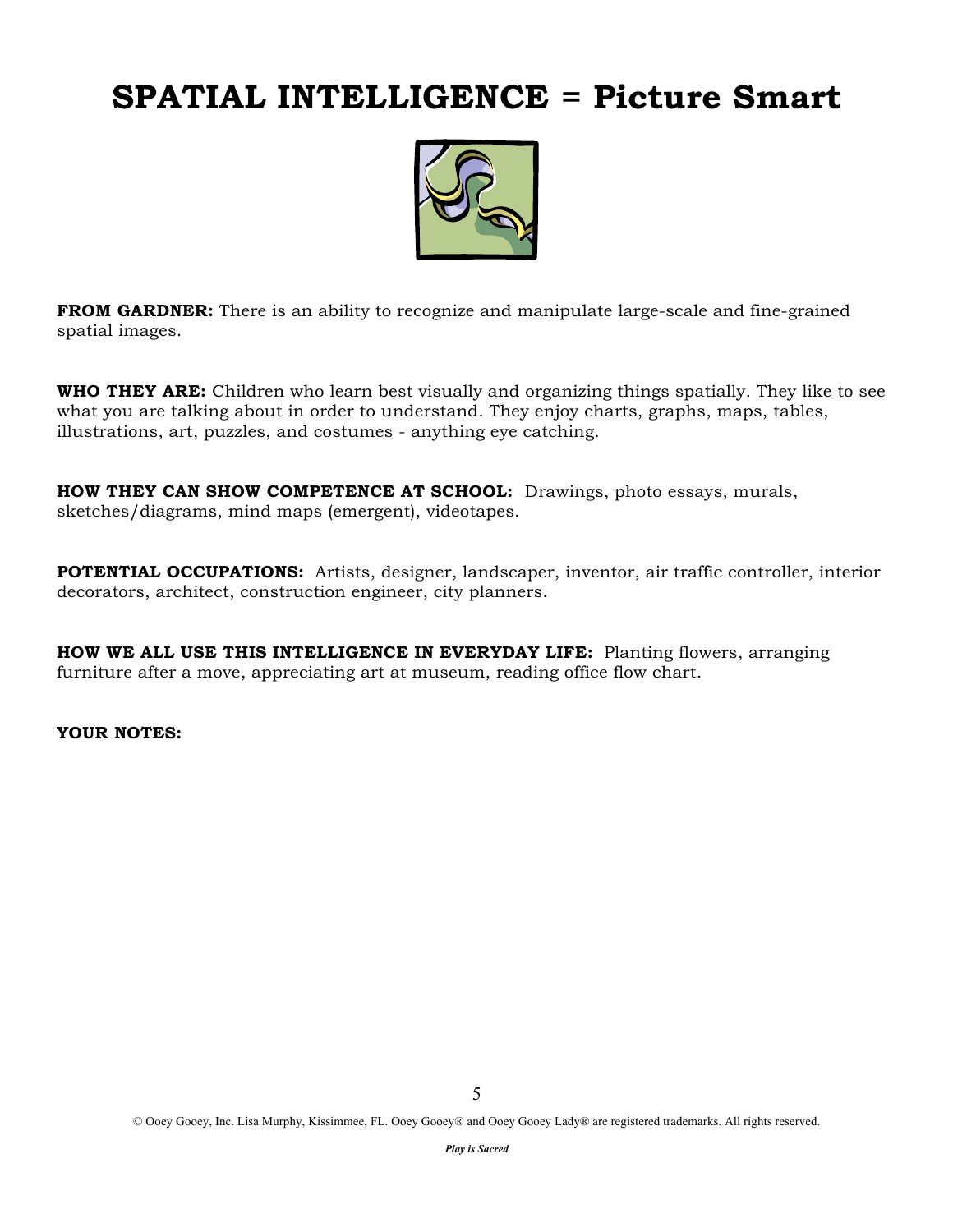# SPATIAL INTELLIGENCE = Picture Smart

**FROM GARDNER:** There is an ability to recognize and manipulate large-scale and fine-grained spatial images.

**WHO THEY ARE:** Children who learn best visually and organizing things spatially. They like to see what you are talking about in order to understand. They enjoy charts, graphs, maps, tables, illustrations, art, puzzles, and costumes - anything eye catching.

**HOW THEY CAN SHOW COMPETENCE AT SCHOOL:** Drawings, photo essays, murals, sketches/diagrams, mind maps (emergent), videotapes.

**POTENTIAL OCCUPATIONS:** Artists, designer, landscaper, inventor, air traffic controller, interior decorators, architect, construction engineer, city planners.

**HOW WE ALL USE THIS INTELLIGENCE IN EVERYDAY LIFE:** Planting flowers, arranging furniture after a move, appreciating art at museum, reading office flow chart.

**YOUR NOTES:**

© Ooey Gooey, Inc. Lisa Murphy, Kissimmee, FL. Ooey Gooey® and Ooey Gooey Lady® are registered trademarks. All rights reserved.

***Play is Sacred***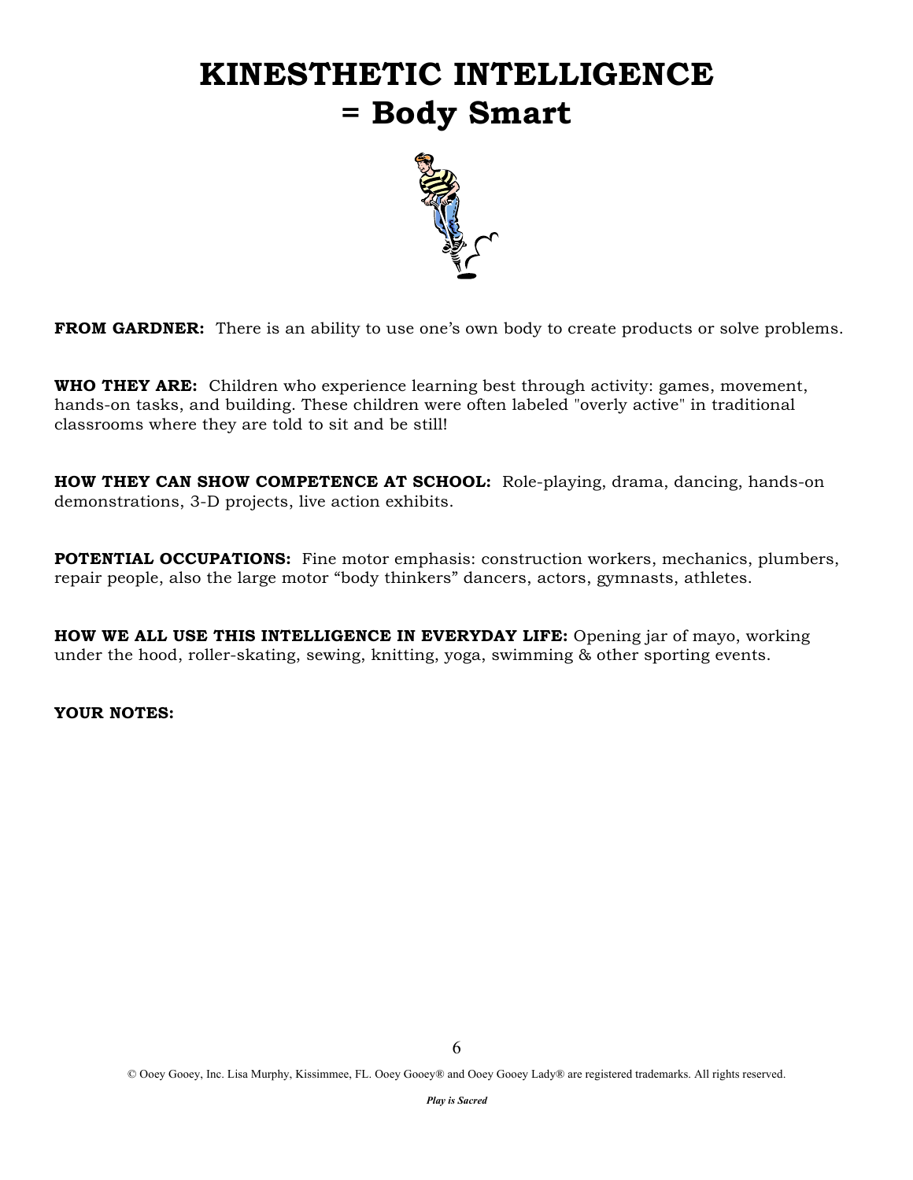# KINESTHETIC INTELLIGENCE = Body Smart

**FROM GARDNER:** There is an ability to use one's own body to create products or solve problems.

**WHO THEY ARE:** Children who experience learning best through activity: games, movement, hands-on tasks, and building. These children were often labeled "overly active" in traditional classrooms where they are told to sit and be still!

**HOW THEY CAN SHOW COMPETENCE AT SCHOOL:** Role-playing, drama, dancing, hands-on demonstrations, 3-D projects, live action exhibits.

**POTENTIAL OCCUPATIONS:** Fine motor emphasis: construction workers, mechanics, plumbers, repair people, also the large motor "body thinkers" dancers, actors, gymnasts, athletes.

**HOW WE ALL USE THIS INTELLIGENCE IN EVERYDAY LIFE:** Opening jar of mayo, working under the hood, roller-skating, sewing, knitting, yoga, swimming & other sporting events.

**YOUR NOTES:**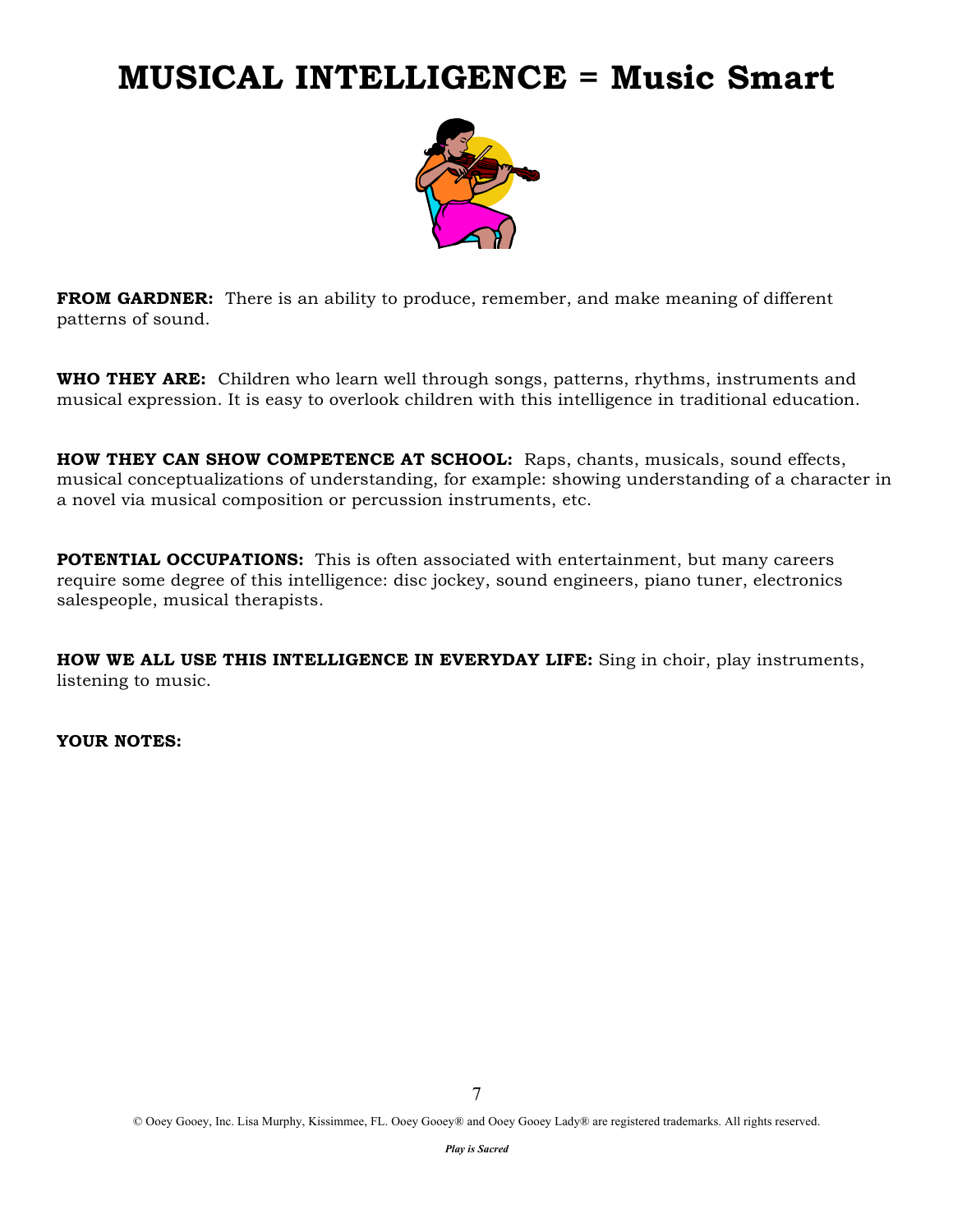# MUSICAL INTELLIGENCE = Music Smart

**FROM GARDNER:** There is an ability to produce, remember, and make meaning of different patterns of sound.

**WHO THEY ARE:** Children who learn well through songs, patterns, rhythms, instruments and musical expression. It is easy to overlook children with this intelligence in traditional education.

**HOW THEY CAN SHOW COMPETENCE AT SCHOOL:** Raps, chants, musicals, sound effects, musical conceptualizations of understanding, for example: showing understanding of a character in a novel via musical composition or percussion instruments, etc.

**POTENTIAL OCCUPATIONS:** This is often associated with entertainment, but many careers require some degree of this intelligence: disc jockey, sound engineers, piano tuner, electronics salespeople, musical therapists.

**HOW WE ALL USE THIS INTELLIGENCE IN EVERYDAY LIFE:** Sing in choir, play instruments, listening to music.

**YOUR NOTES:**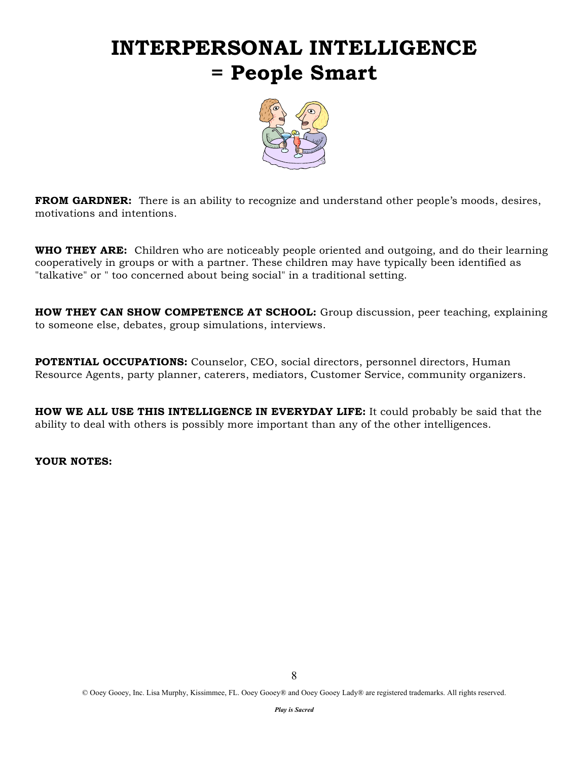# INTERPERSONAL INTELLIGENCE = People Smart

**FROM GARDNER:** There is an ability to recognize and understand other people's moods, desires, motivations and intentions.

**WHO THEY ARE:** Children who are noticeably people oriented and outgoing, and do their learning cooperatively in groups or with a partner. These children may have typically been identified as "talkative" or " too concerned about being social" in a traditional setting.

**HOW THEY CAN SHOW COMPETENCE AT SCHOOL:** Group discussion, peer teaching, explaining to someone else, debates, group simulations, interviews.

**POTENTIAL OCCUPATIONS:** Counselor, CEO, social directors, personnel directors, Human Resource Agents, party planner, caterers, mediators, Customer Service, community organizers.

**HOW WE ALL USE THIS INTELLIGENCE IN EVERYDAY LIFE:** It could probably be said that the ability to deal with others is possibly more important than any of the other intelligences.

**YOUR NOTES:**

© Ooey Gooey, Inc. Lisa Murphy, Kissimmee, FL. Ooey Gooey® and Ooey Gooey Lady® are registered trademarks. All rights reserved.

***Play is Sacred***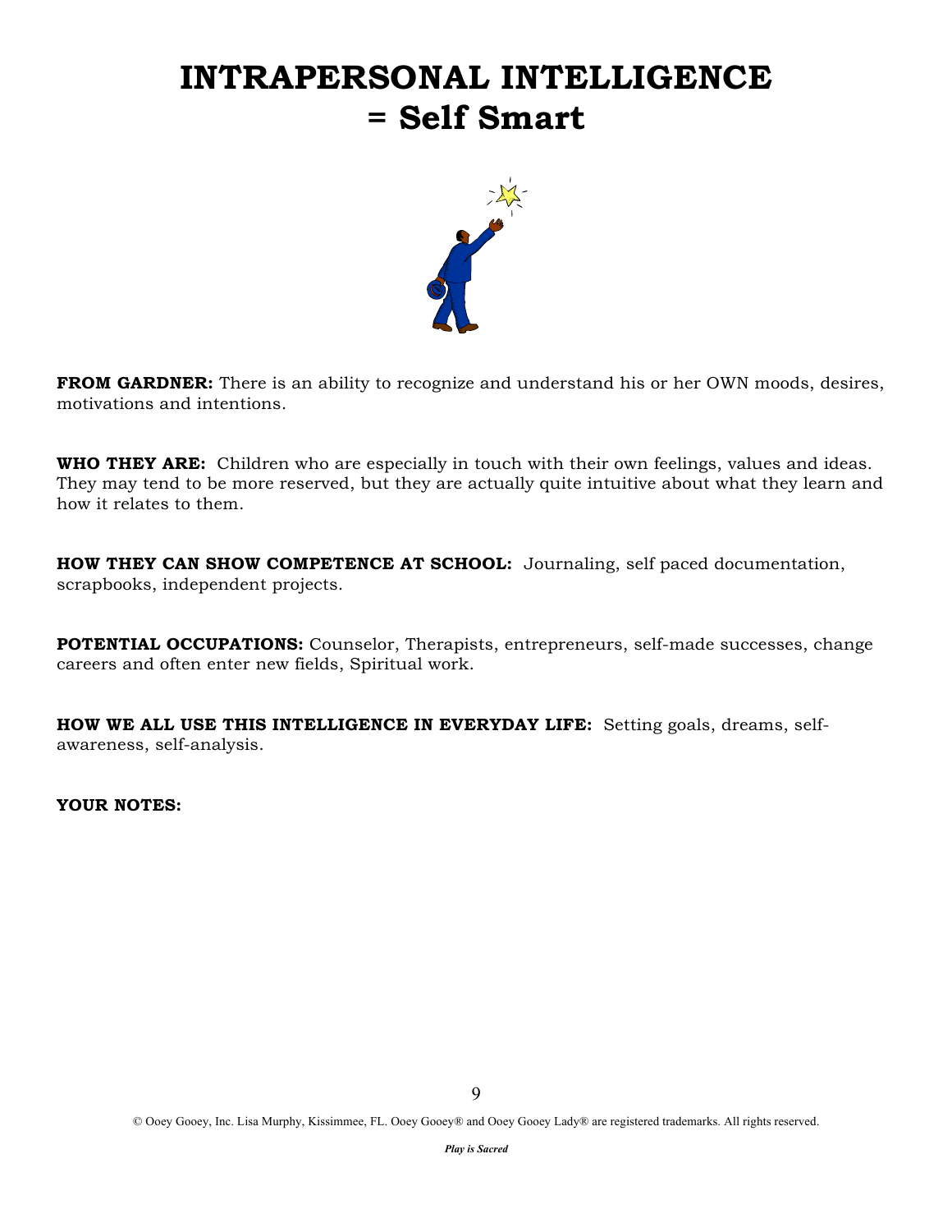# INTRAPERSONAL INTELLIGENCE = Self Smart

**FROM GARDNER:** There is an ability to recognize and understand his or her OWN moods, desires, motivations and intentions.

**WHO THEY ARE:** Children who are especially in touch with their own feelings, values and ideas. They may tend to be more reserved, but they are actually quite intuitive about what they learn and how it relates to them.

**HOW THEY CAN SHOW COMPETENCE AT SCHOOL:** Journaling, self paced documentation, scrapbooks, independent projects.

**POTENTIAL OCCUPATIONS:** Counselor, Therapists, entrepreneurs, self-made successes, change careers and often enter new fields, Spiritual work.

**HOW WE ALL USE THIS INTELLIGENCE IN EVERYDAY LIFE:** Setting goals, dreams, self-awareness, self-analysis.

**YOUR NOTES:**

© Ooey Gooey, Inc. Lisa Murphy, Kissimmee, FL. Ooey Gooey® and Ooey Gooey Lady® are registered trademarks. All rights reserved.

***Play is Sacred***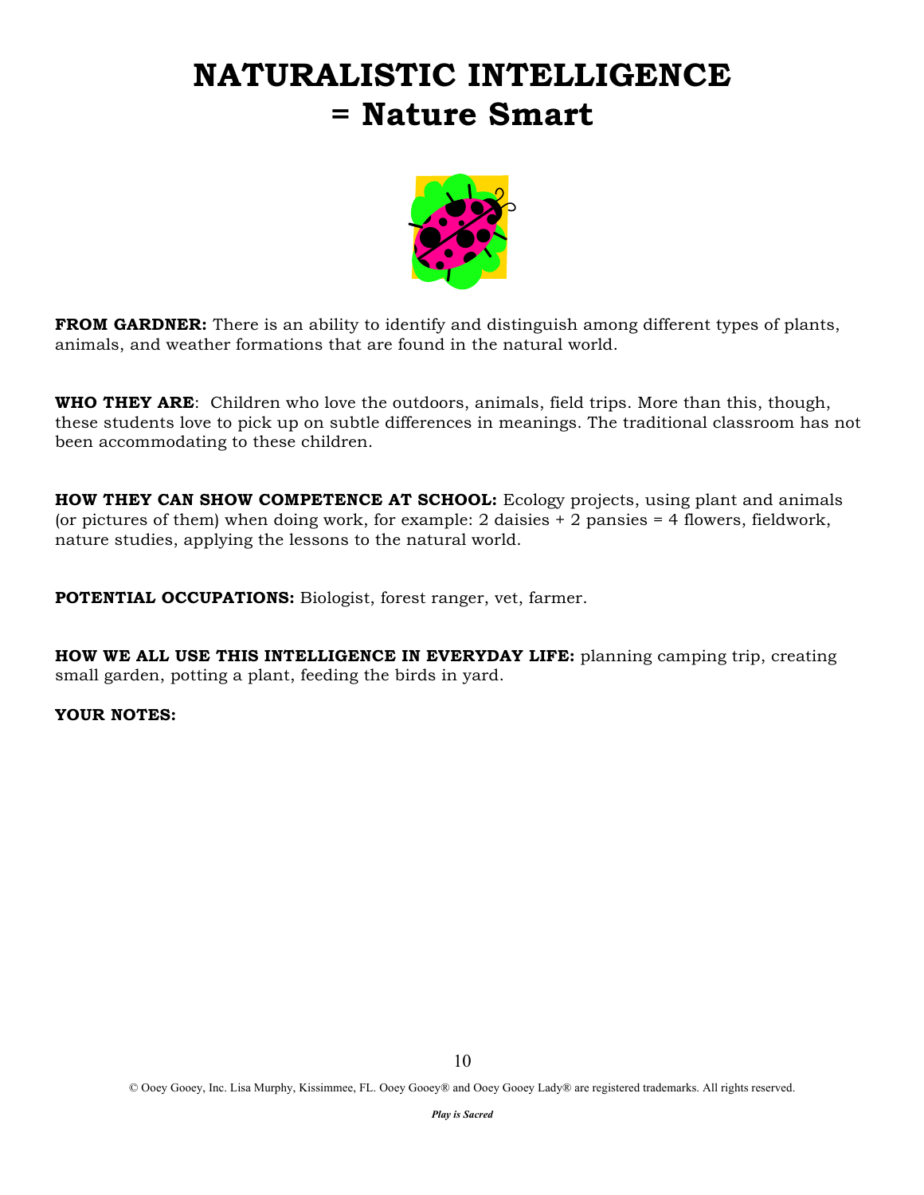# NATURALISTIC INTELLIGENCE = Nature Smart

**FROM GARDNER:** There is an ability to identify and distinguish among different types of plants, animals, and weather formations that are found in the natural world.

**WHO THEY ARE**: Children who love the outdoors, animals, field trips. More than this, though, these students love to pick up on subtle differences in meanings. The traditional classroom has not been accommodating to these children.

**HOW THEY CAN SHOW COMPETENCE AT SCHOOL:** Ecology projects, using plant and animals (or pictures of them) when doing work, for example: 2 daisies + 2 pansies = 4 flowers, fieldwork, nature studies, applying the lessons to the natural world.

**POTENTIAL OCCUPATIONS:** Biologist, forest ranger, vet, farmer.

**HOW WE ALL USE THIS INTELLIGENCE IN EVERYDAY LIFE:** planning camping trip, creating small garden, potting a plant, feeding the birds in yard.

**YOUR NOTES:**

© Ooey Gooey, Inc. Lisa Murphy, Kissimmee, FL. Ooey Gooey® and Ooey Gooey Lady® are registered trademarks. All rights reserved.

***Play is Sacred***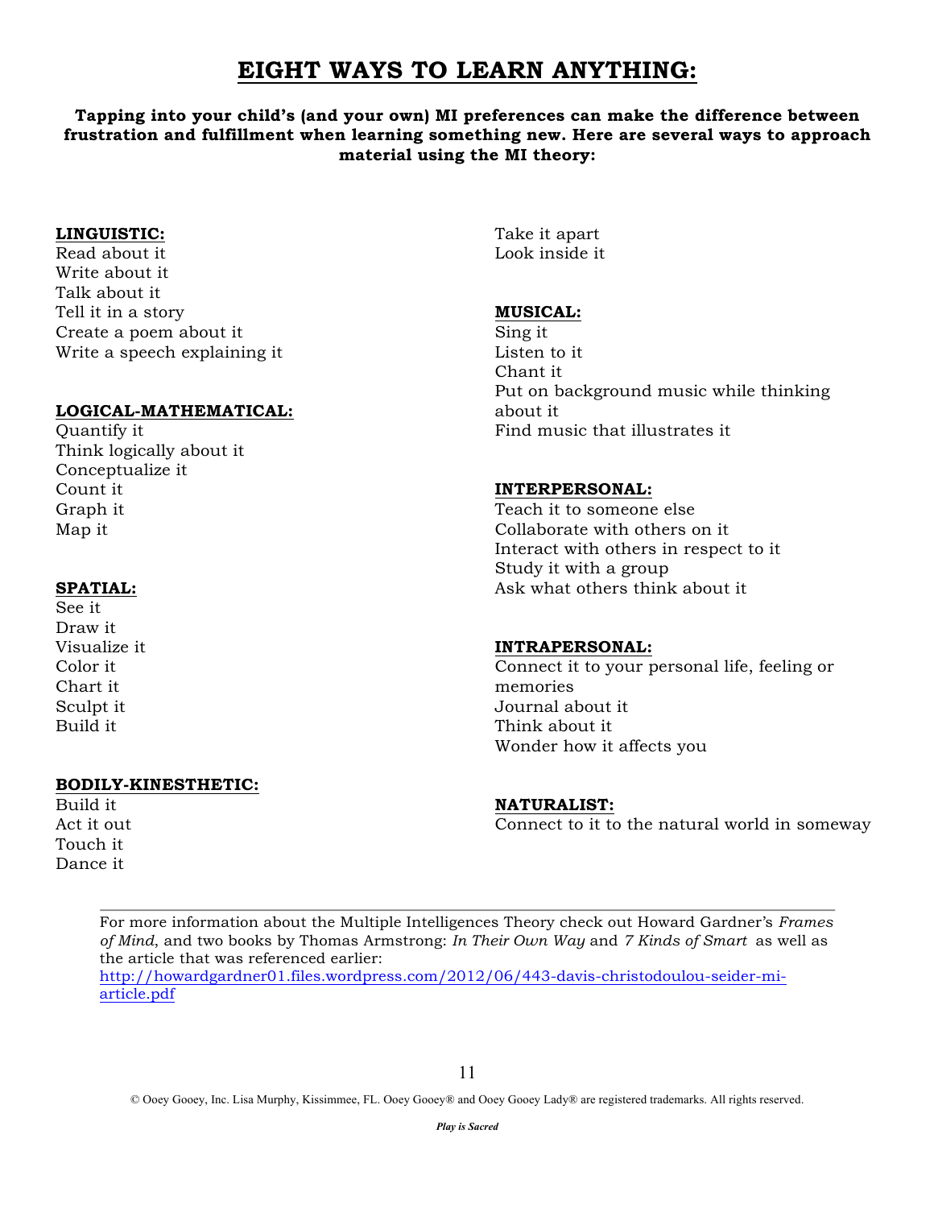# EIGHT WAYS TO LEARN ANYTHING:

**Tapping into your child's (and your own) MI preferences can make the difference between frustration and fulfillment when learning something new. Here are several ways to approach material using the MI theory:**

**LINGUISTIC:**
Read about it
Write about it
Talk about it
Tell it in a story
Create a poem about it
Write a speech explaining it

**LOGICAL-MATHEMATICAL:**
Quantify it
Think logically about it
Conceptualize it
Count it
Graph it
Map it

**SPATIAL:**
See it
Draw it
Visualize it
Color it
Chart it
Sculpt it
Build it

**BODILY-KINESTHETIC:**
Build it
Act it out
Touch it
Dance it
Take it apart
Look inside it

**MUSICAL:**
Sing it
Listen to it
Chant it
Put on background music while thinking about it
Find music that illustrates it

**INTERPERSONAL:**
Teach it to someone else
Collaborate with others on it
Interact with others in respect to it
Study it with a group
Ask what others think about it

**INTRAPERSONAL:**
Connect it to your personal life, feeling or memories
Journal about it
Think about it
Wonder how it affects you

**NATURALIST:**
Connect to it to the natural world in someway

---

For more information about the Multiple Intelligences Theory check out Howard Gardner's *Frames of Mind*, and two books by Thomas Armstrong: *In Their Own Way* and *7 Kinds of Smart* as well as the article that was referenced earlier:
http://howardgardner01.files.wordpress.com/2012/06/443-davis-christodoulou-seider-mi-article.pdf

© Ooey Gooey, Inc. Lisa Murphy, Kissimmee, FL. Ooey Gooey® and Ooey Gooey Lady® are registered trademarks. All rights reserved.

*Play is Sacred*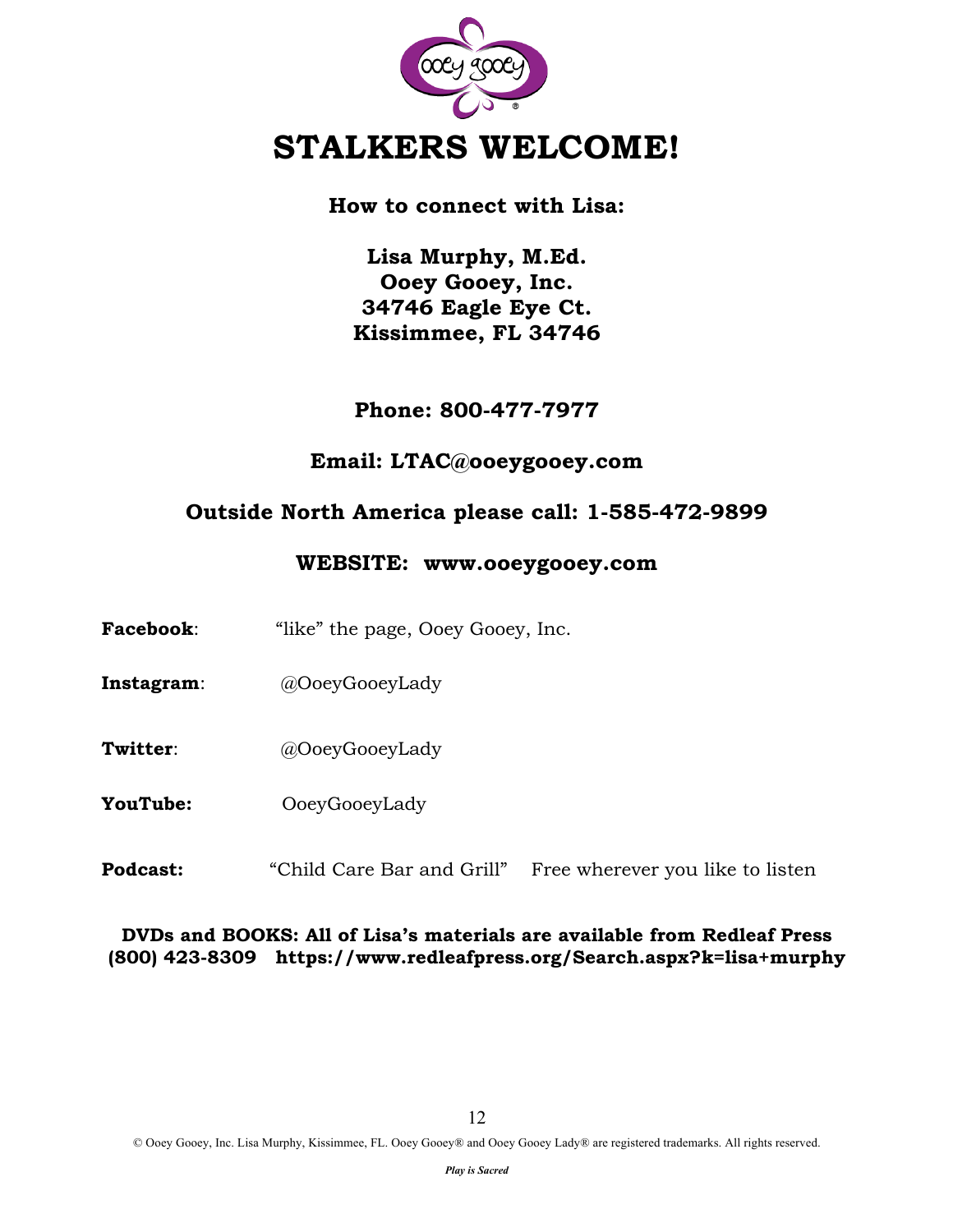# STALKERS WELCOME!

**How to connect with Lisa:**

**Lisa Murphy, M.Ed.**
**Ooey Gooey, Inc.**
**34746 Eagle Eye Ct.**
**Kissimmee, FL 34746**

**Phone: 800-477-7977**

**Email: LTAC@ooeygooey.com**

**Outside North America please call: 1-585-472-9899**

**WEBSITE: www.ooeygooey.com**

**Facebook**: "like" the page, Ooey Gooey, Inc.

**Instagram**: @OoeyGooeyLady

**Twitter**: @OoeyGooeyLady

**YouTube:** OoeyGooeyLady

**Podcast:** "Child Care Bar and Grill" Free wherever you like to listen

**DVDs and BOOKS: All of Lisa's materials are available from Redleaf Press (800) 423-8309 https://www.redleafpress.org/Search.aspx?k=lisa+murphy**

© Ooey Gooey, Inc. Lisa Murphy, Kissimmee, FL. Ooey Gooey® and Ooey Gooey Lady® are registered trademarks. All rights reserved.

***Play is Sacred***